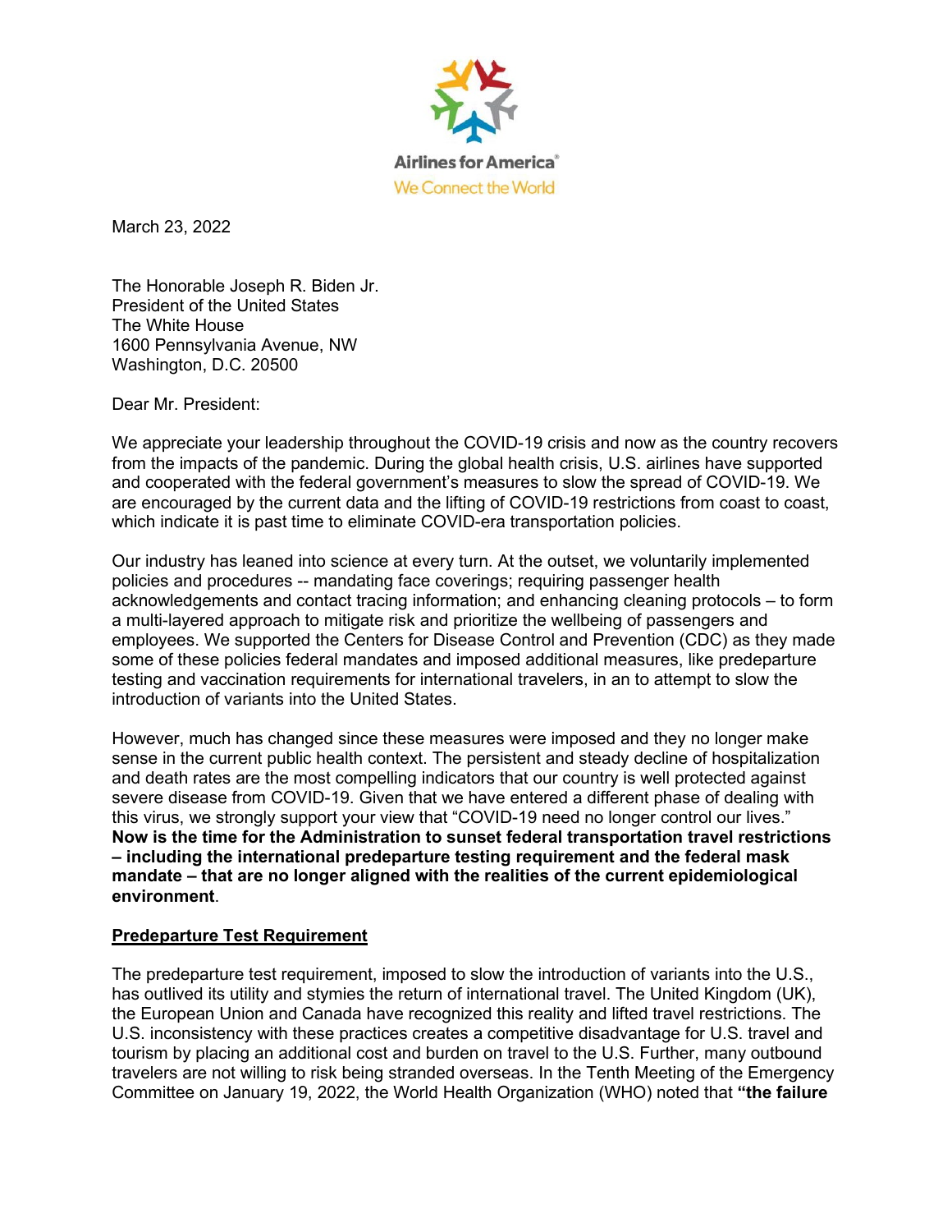Airlines for America®
We Connect the World

March 23, 2022

The Honorable Joseph R. Biden Jr.
President of the United States
The White House
1600 Pennsylvania Avenue, NW
Washington, D.C. 20500

Dear Mr. President:

We appreciate your leadership throughout the COVID-19 crisis and now as the country recovers from the impacts of the pandemic. During the global health crisis, U.S. airlines have supported and cooperated with the federal government's measures to slow the spread of COVID-19. We are encouraged by the current data and the lifting of COVID-19 restrictions from coast to coast, which indicate it is past time to eliminate COVID-era transportation policies.

Our industry has leaned into science at every turn. At the outset, we voluntarily implemented policies and procedures -- mandating face coverings; requiring passenger health acknowledgements and contact tracing information; and enhancing cleaning protocols – to form a multi-layered approach to mitigate risk and prioritize the wellbeing of passengers and employees. We supported the Centers for Disease Control and Prevention (CDC) as they made some of these policies federal mandates and imposed additional measures, like predeparture testing and vaccination requirements for international travelers, in an to attempt to slow the introduction of variants into the United States.

However, much has changed since these measures were imposed and they no longer make sense in the current public health context. The persistent and steady decline of hospitalization and death rates are the most compelling indicators that our country is well protected against severe disease from COVID-19. Given that we have entered a different phase of dealing with this virus, we strongly support your view that "COVID-19 need no longer control our lives." **Now is the time for the Administration to sunset federal transportation travel restrictions – including the international predeparture testing requirement and the federal mask mandate – that are no longer aligned with the realities of the current epidemiological environment**.

## Predeparture Test Requirement

The predeparture test requirement, imposed to slow the introduction of variants into the U.S., has outlived its utility and stymies the return of international travel. The United Kingdom (UK), the European Union and Canada have recognized this reality and lifted travel restrictions. The U.S. inconsistency with these practices creates a competitive disadvantage for U.S. travel and tourism by placing an additional cost and burden on travel to the U.S. Further, many outbound travelers are not willing to risk being stranded overseas. In the Tenth Meeting of the Emergency Committee on January 19, 2022, the World Health Organization (WHO) noted that **"the failure**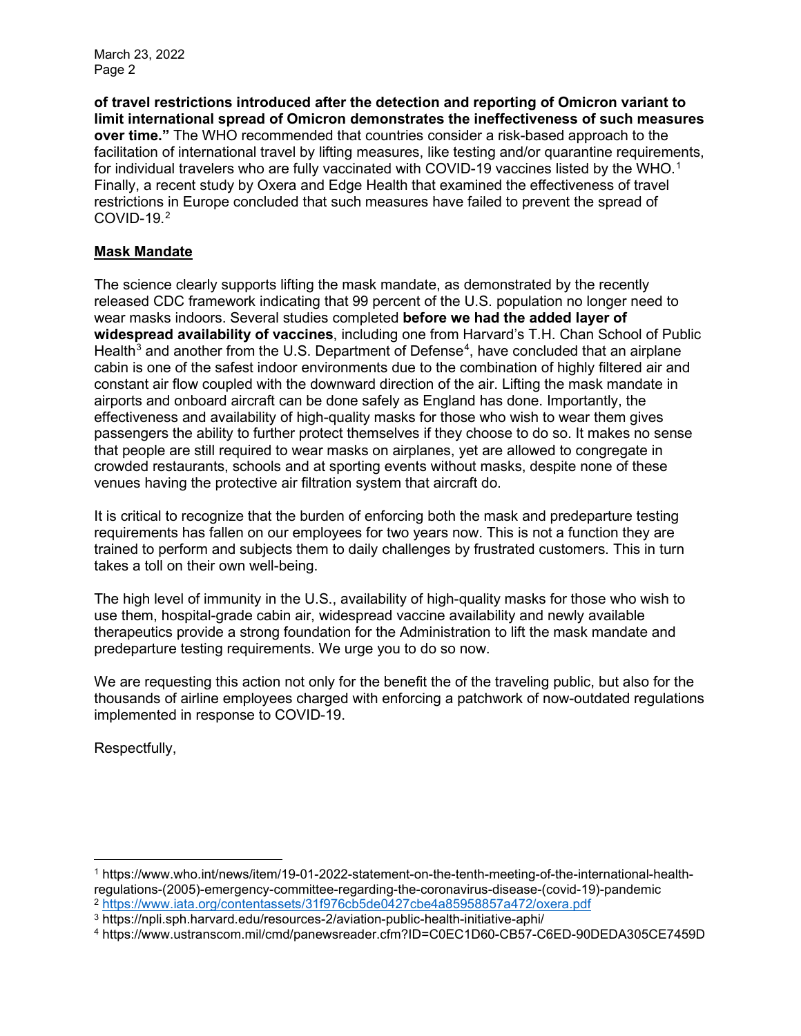**of travel restrictions introduced after the detection and reporting of Omicron variant to limit international spread of Omicron demonstrates the ineffectiveness of such measures over time."** The WHO recommended that countries consider a risk-based approach to the facilitation of international travel by lifting measures, like testing and/or quarantine requirements, for individual travelers who are fully vaccinated with COVID-19 vaccines listed by the WHO.[1] Finally, a recent study by Oxera and Edge Health that examined the effectiveness of travel restrictions in Europe concluded that such measures have failed to prevent the spread of COVID-19.[2]

**Mask Mandate**

The science clearly supports lifting the mask mandate, as demonstrated by the recently released CDC framework indicating that 99 percent of the U.S. population no longer need to wear masks indoors. Several studies completed **before we had the added layer of widespread availability of vaccines**, including one from Harvard's T.H. Chan School of Public Health[3] and another from the U.S. Department of Defense[4], have concluded that an airplane cabin is one of the safest indoor environments due to the combination of highly filtered air and constant air flow coupled with the downward direction of the air. Lifting the mask mandate in airports and onboard aircraft can be done safely as England has done. Importantly, the effectiveness and availability of high-quality masks for those who wish to wear them gives passengers the ability to further protect themselves if they choose to do so. It makes no sense that people are still required to wear masks on airplanes, yet are allowed to congregate in crowded restaurants, schools and at sporting events without masks, despite none of these venues having the protective air filtration system that aircraft do.

It is critical to recognize that the burden of enforcing both the mask and predeparture testing requirements has fallen on our employees for two years now. This is not a function they are trained to perform and subjects them to daily challenges by frustrated customers. This in turn takes a toll on their own well-being.

The high level of immunity in the U.S., availability of high-quality masks for those who wish to use them, hospital-grade cabin air, widespread vaccine availability and newly available therapeutics provide a strong foundation for the Administration to lift the mask mandate and predeparture testing requirements. We urge you to do so now.

We are requesting this action not only for the benefit the of the traveling public, but also for the thousands of airline employees charged with enforcing a patchwork of now-outdated regulations implemented in response to COVID-19.

Respectfully,

---

[1] https://www.who.int/news/item/19-01-2022-statement-on-the-tenth-meeting-of-the-international-health-regulations-(2005)-emergency-committee-regarding-the-coronavirus-disease-(covid-19)-pandemic

[2] https://www.iata.org/contentassets/31f976cb5de0427cbe4a85958857a472/oxera.pdf

[3] https://npli.sph.harvard.edu/resources-2/aviation-public-health-initiative-aphi/

[4] https://www.ustranscom.mil/cmd/panewsreader.cfm?ID=C0EC1D60-CB57-C6ED-90DEDA305CE7459D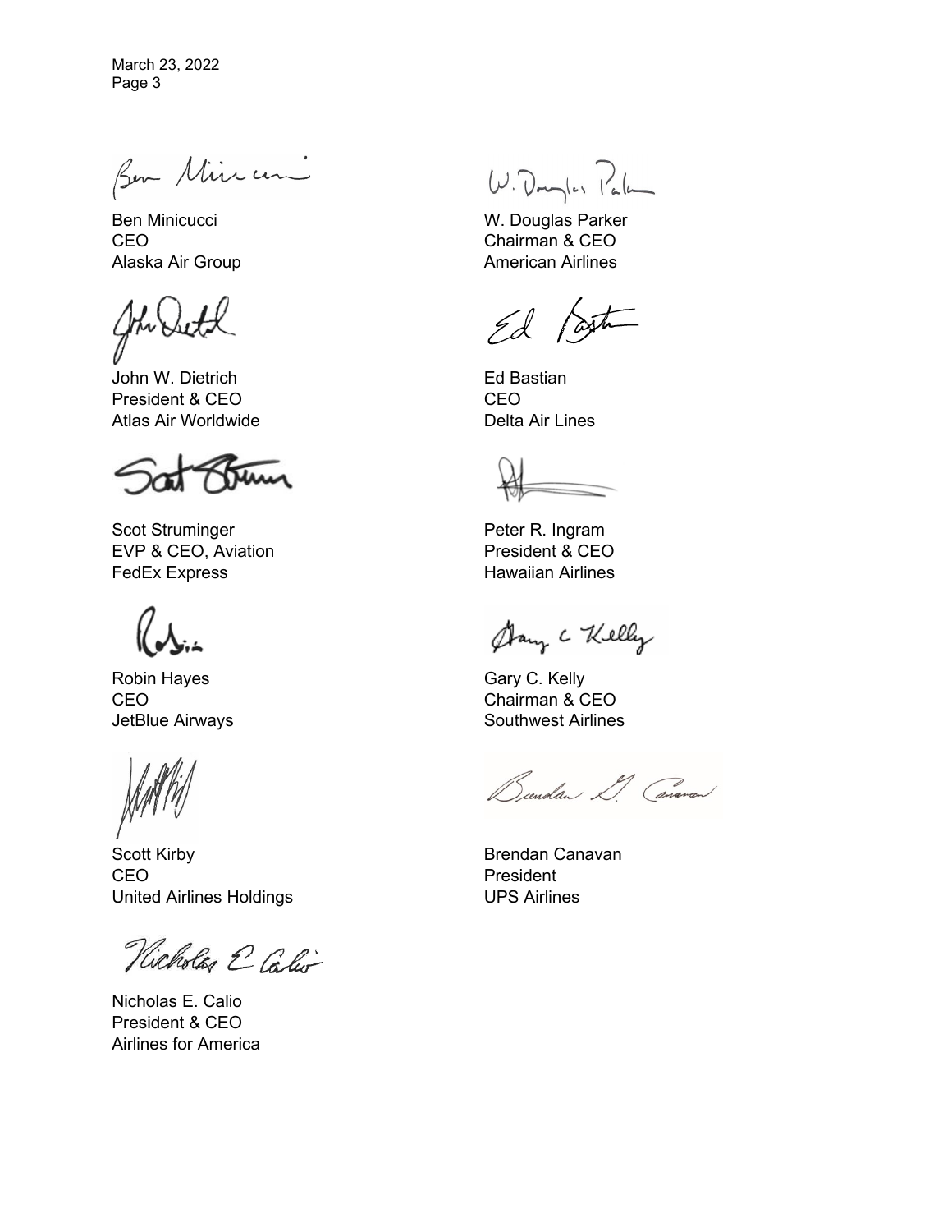Ben Minicucci
CEO
Alaska Air Group

W. Douglas Parker
Chairman & CEO
American Airlines

John W. Dietrich
President & CEO
Atlas Air Worldwide

Ed Bastian
CEO
Delta Air Lines

Scot Struminger
EVP & CEO, Aviation
FedEx Express

Peter R. Ingram
President & CEO
Hawaiian Airlines

Robin Hayes
CEO
JetBlue Airways

Gary C. Kelly
Chairman & CEO
Southwest Airlines

Scott Kirby
CEO
United Airlines Holdings

Brendan Canavan
President
UPS Airlines

Nicholas E. Calio
President & CEO
Airlines for America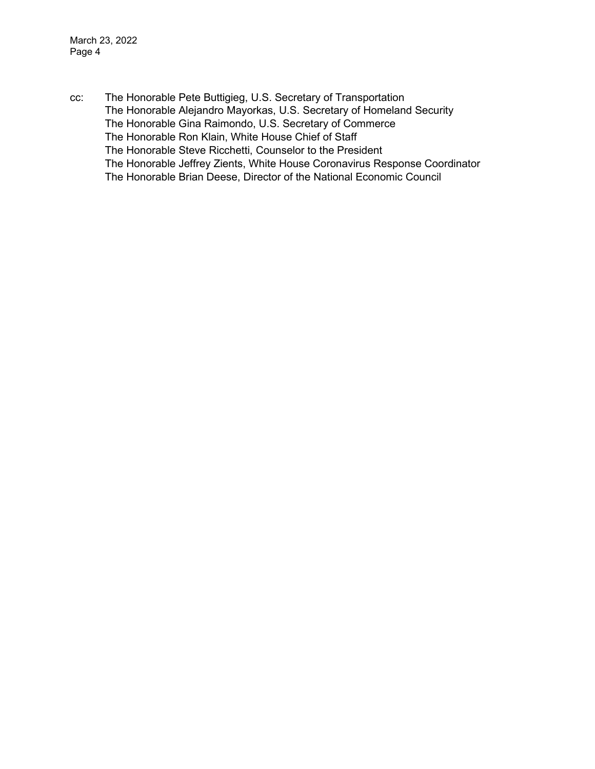cc: The Honorable Pete Buttigieg, U.S. Secretary of Transportation
The Honorable Alejandro Mayorkas, U.S. Secretary of Homeland Security
The Honorable Gina Raimondo, U.S. Secretary of Commerce
The Honorable Ron Klain, White House Chief of Staff
The Honorable Steve Ricchetti, Counselor to the President
The Honorable Jeffrey Zients, White House Coronavirus Response Coordinator
The Honorable Brian Deese, Director of the National Economic Council